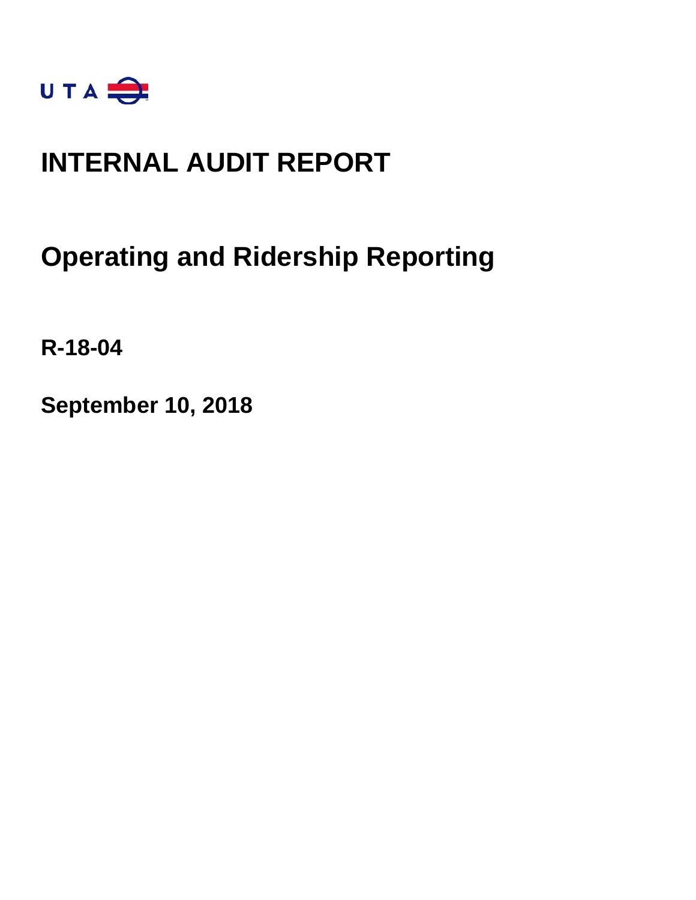UTA

# INTERNAL AUDIT REPORT

## Operating and Ridership Reporting

**R-18-04**

**September 10, 2018**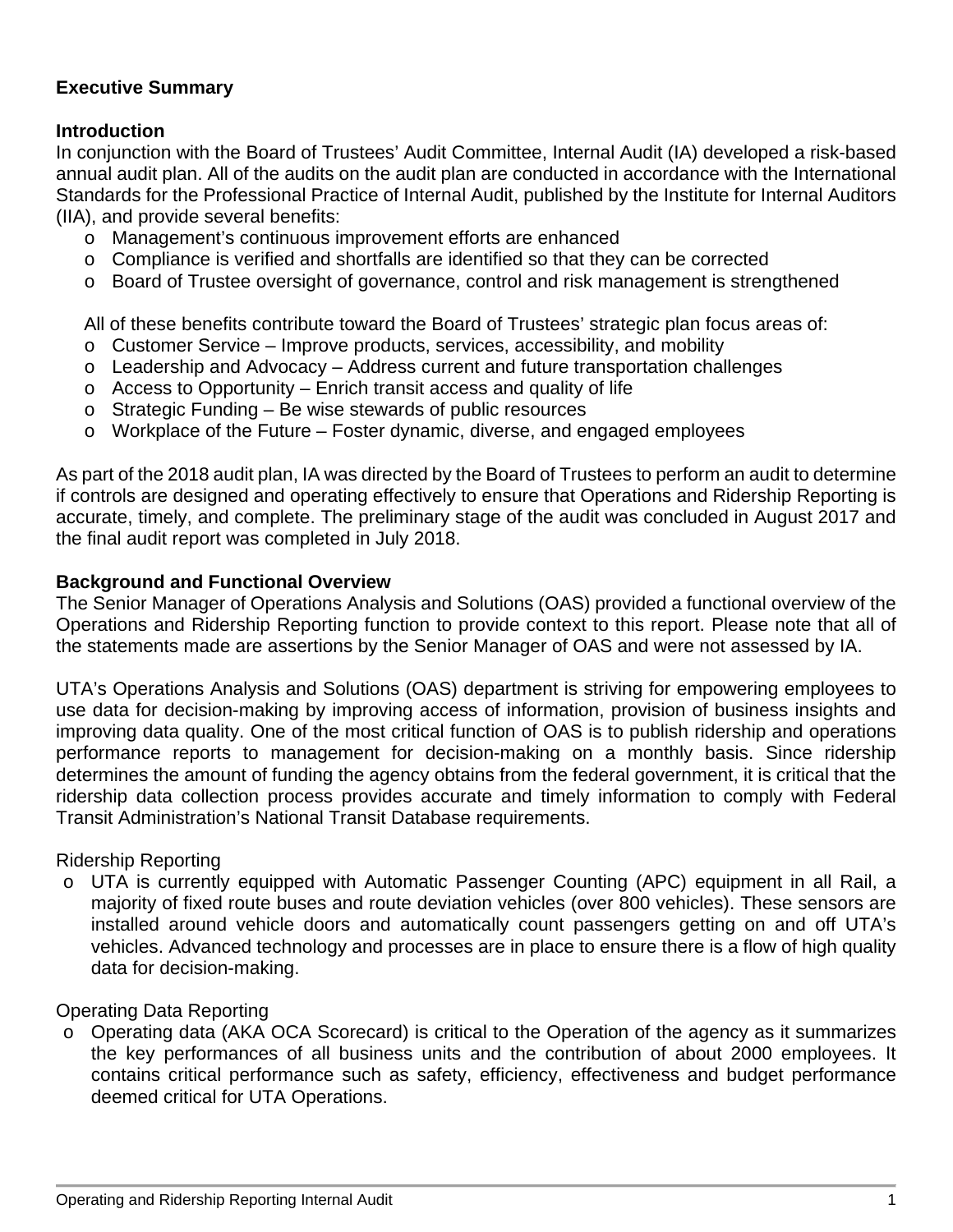## Executive Summary

### Introduction

In conjunction with the Board of Trustees' Audit Committee, Internal Audit (IA) developed a risk-based annual audit plan. All of the audits on the audit plan are conducted in accordance with the International Standards for the Professional Practice of Internal Audit, published by the Institute for Internal Auditors (IIA), and provide several benefits:

- Management's continuous improvement efforts are enhanced
- Compliance is verified and shortfalls are identified so that they can be corrected
- Board of Trustee oversight of governance, control and risk management is strengthened

All of these benefits contribute toward the Board of Trustees' strategic plan focus areas of:

- Customer Service – Improve products, services, accessibility, and mobility
- Leadership and Advocacy – Address current and future transportation challenges
- Access to Opportunity – Enrich transit access and quality of life
- Strategic Funding – Be wise stewards of public resources
- Workplace of the Future – Foster dynamic, diverse, and engaged employees

As part of the 2018 audit plan, IA was directed by the Board of Trustees to perform an audit to determine if controls are designed and operating effectively to ensure that Operations and Ridership Reporting is accurate, timely, and complete. The preliminary stage of the audit was concluded in August 2017 and the final audit report was completed in July 2018.

### Background and Functional Overview

The Senior Manager of Operations Analysis and Solutions (OAS) provided a functional overview of the Operations and Ridership Reporting function to provide context to this report. Please note that all of the statements made are assertions by the Senior Manager of OAS and were not assessed by IA.

UTA's Operations Analysis and Solutions (OAS) department is striving for empowering employees to use data for decision-making by improving access of information, provision of business insights and improving data quality. One of the most critical function of OAS is to publish ridership and operations performance reports to management for decision-making on a monthly basis. Since ridership determines the amount of funding the agency obtains from the federal government, it is critical that the ridership data collection process provides accurate and timely information to comply with Federal Transit Administration's National Transit Database requirements.

Ridership Reporting

- UTA is currently equipped with Automatic Passenger Counting (APC) equipment in all Rail, a majority of fixed route buses and route deviation vehicles (over 800 vehicles). These sensors are installed around vehicle doors and automatically count passengers getting on and off UTA's vehicles. Advanced technology and processes are in place to ensure there is a flow of high quality data for decision-making.

Operating Data Reporting

- Operating data (AKA OCA Scorecard) is critical to the Operation of the agency as it summarizes the key performances of all business units and the contribution of about 2000 employees. It contains critical performance such as safety, efficiency, effectiveness and budget performance deemed critical for UTA Operations.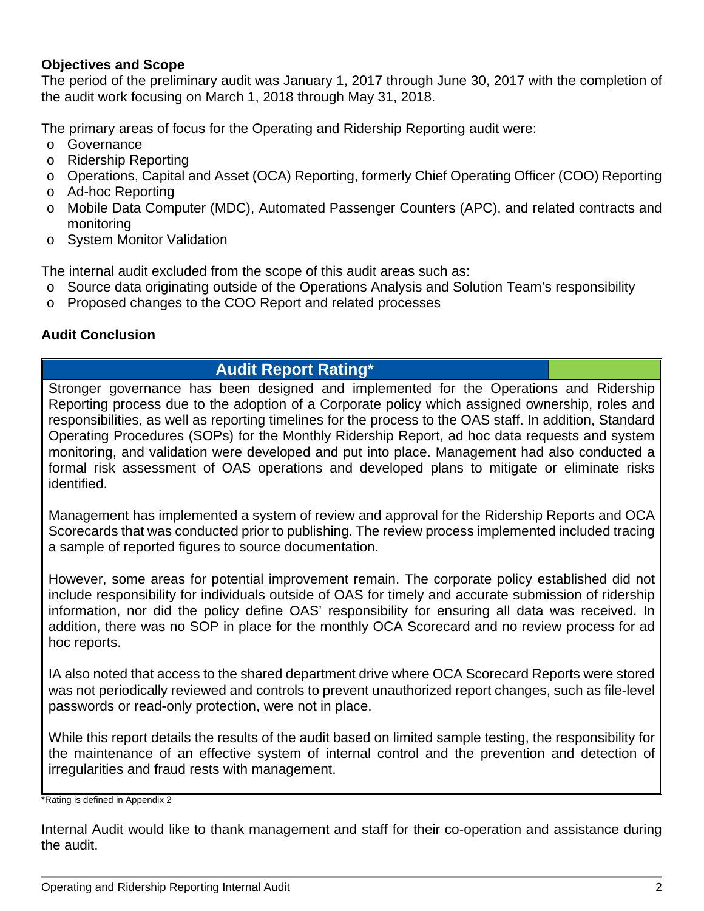**Objectives and Scope**

The period of the preliminary audit was January 1, 2017 through June 30, 2017 with the completion of the audit work focusing on March 1, 2018 through May 31, 2018.

The primary areas of focus for the Operating and Ridership Reporting audit were:

- Governance
- Ridership Reporting
- Operations, Capital and Asset (OCA) Reporting, formerly Chief Operating Officer (COO) Reporting
- Ad-hoc Reporting
- Mobile Data Computer (MDC), Automated Passenger Counters (APC), and related contracts and monitoring
- System Monitor Validation

The internal audit excluded from the scope of this audit areas such as:

- Source data originating outside of the Operations Analysis and Solution Team's responsibility
- Proposed changes to the COO Report and related processes

**Audit Conclusion**

| Audit Report Rating* | |
|---|---|

Stronger governance has been designed and implemented for the Operations and Ridership Reporting process due to the adoption of a Corporate policy which assigned ownership, roles and responsibilities, as well as reporting timelines for the process to the OAS staff. In addition, Standard Operating Procedures (SOPs) for the Monthly Ridership Report, ad hoc data requests and system monitoring, and validation were developed and put into place. Management had also conducted a formal risk assessment of OAS operations and developed plans to mitigate or eliminate risks identified.

Management has implemented a system of review and approval for the Ridership Reports and OCA Scorecards that was conducted prior to publishing. The review process implemented included tracing a sample of reported figures to source documentation.

However, some areas for potential improvement remain. The corporate policy established did not include responsibility for individuals outside of OAS for timely and accurate submission of ridership information, nor did the policy define OAS' responsibility for ensuring all data was received. In addition, there was no SOP in place for the monthly OCA Scorecard and no review process for ad hoc reports.

IA also noted that access to the shared department drive where OCA Scorecard Reports were stored was not periodically reviewed and controls to prevent unauthorized report changes, such as file-level passwords or read-only protection, were not in place.

While this report details the results of the audit based on limited sample testing, the responsibility for the maintenance of an effective system of internal control and the prevention and detection of irregularities and fraud rests with management.

*Rating is defined in Appendix 2

Internal Audit would like to thank management and staff for their co-operation and assistance during the audit.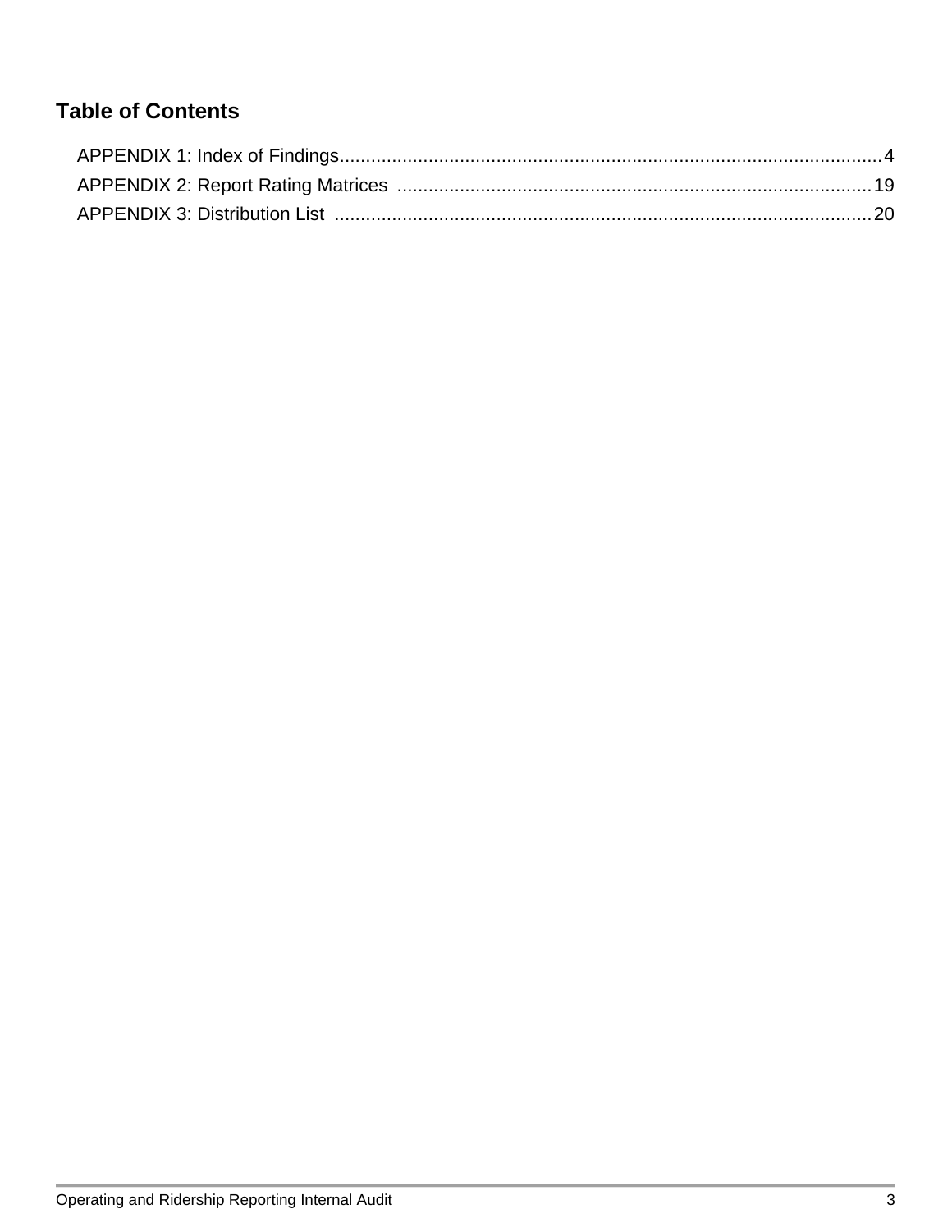## Table of Contents

APPENDIX 1: Index of Findings........................................................................................................4
APPENDIX 2: Report Rating Matrices ..........................................................................................19
APPENDIX 3: Distribution List .......................................................................................................20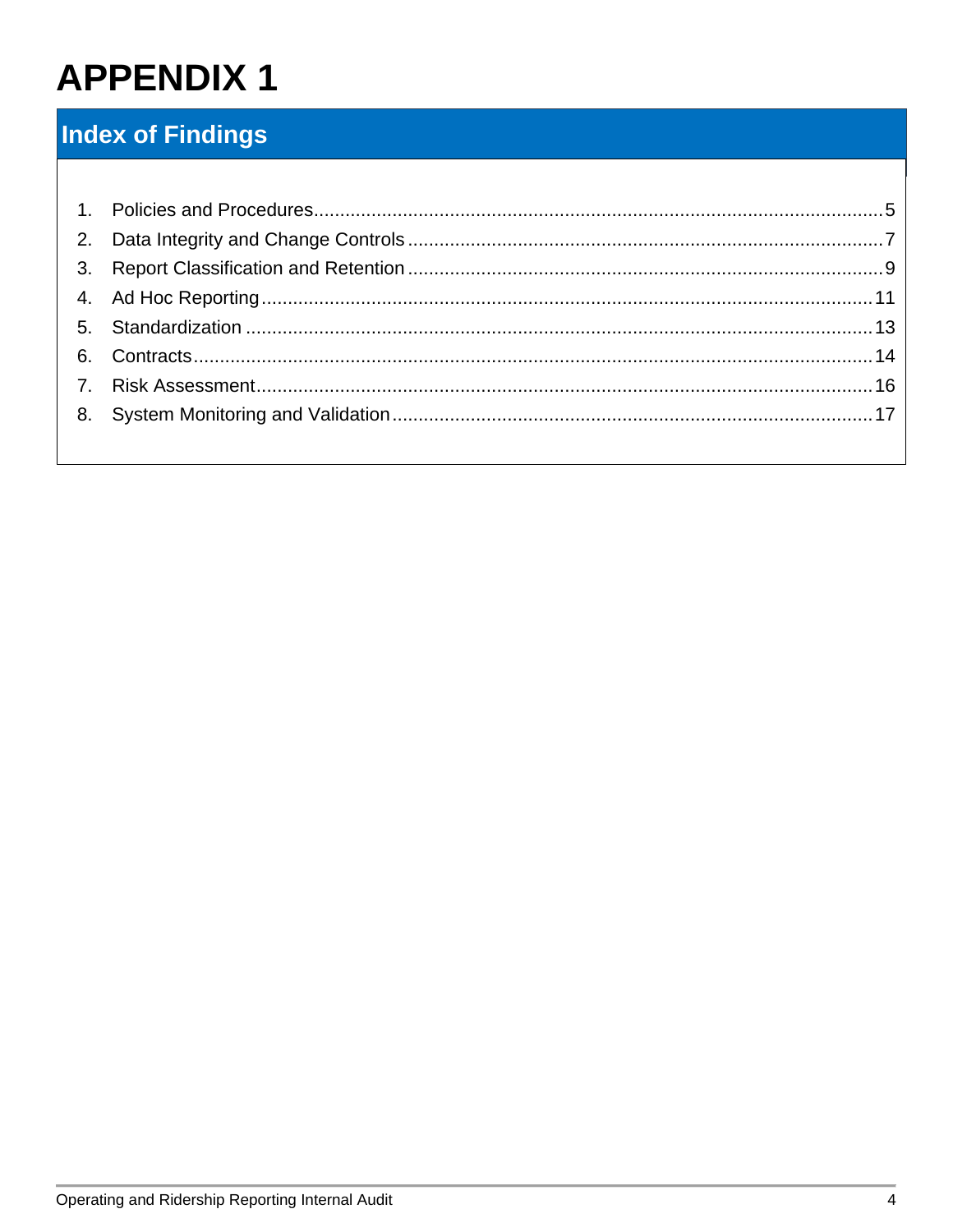# APPENDIX 1

## Index of Findings

1. Policies and Procedures....5
2. Data Integrity and Change Controls....7
3. Report Classification and Retention....9
4. Ad Hoc Reporting....11
5. Standardization....13
6. Contracts....14
7. Risk Assessment....16
8. System Monitoring and Validation....17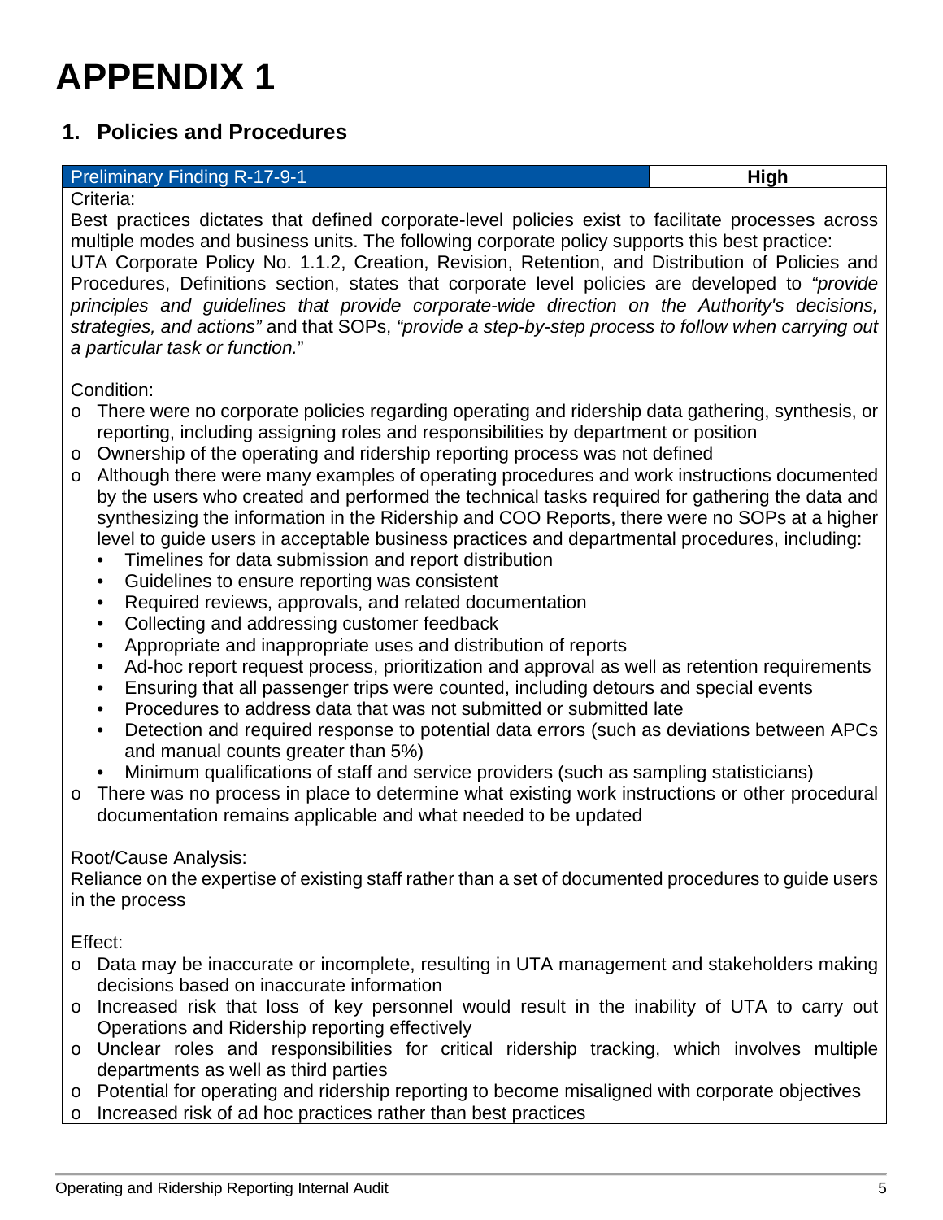# APPENDIX 1

## 1. Policies and Procedures

| Preliminary Finding R-17-9-1 | High |
|---|---|

Criteria:

Best practices dictates that defined corporate-level policies exist to facilitate processes across multiple modes and business units. The following corporate policy supports this best practice: UTA Corporate Policy No. 1.1.2, Creation, Revision, Retention, and Distribution of Policies and Procedures, Definitions section, states that corporate level policies are developed to *"provide principles and guidelines that provide corporate-wide direction on the Authority's decisions, strategies, and actions"* and that SOPs, *"provide a step-by-step process to follow when carrying out a particular task or function.*"

Condition:

- There were no corporate policies regarding operating and ridership data gathering, synthesis, or reporting, including assigning roles and responsibilities by department or position
- Ownership of the operating and ridership reporting process was not defined
- Although there were many examples of operating procedures and work instructions documented by the users who created and performed the technical tasks required for gathering the data and synthesizing the information in the Ridership and COO Reports, there were no SOPs at a higher level to guide users in acceptable business practices and departmental procedures, including:
  - Timelines for data submission and report distribution
  - Guidelines to ensure reporting was consistent
  - Required reviews, approvals, and related documentation
  - Collecting and addressing customer feedback
  - Appropriate and inappropriate uses and distribution of reports
  - Ad-hoc report request process, prioritization and approval as well as retention requirements
  - Ensuring that all passenger trips were counted, including detours and special events
  - Procedures to address data that was not submitted or submitted late
  - Detection and required response to potential data errors (such as deviations between APCs and manual counts greater than 5%)
  - Minimum qualifications of staff and service providers (such as sampling statisticians)
- There was no process in place to determine what existing work instructions or other procedural documentation remains applicable and what needed to be updated

Root/Cause Analysis:

Reliance on the expertise of existing staff rather than a set of documented procedures to guide users in the process

Effect:

- Data may be inaccurate or incomplete, resulting in UTA management and stakeholders making decisions based on inaccurate information
- Increased risk that loss of key personnel would result in the inability of UTA to carry out Operations and Ridership reporting effectively
- Unclear roles and responsibilities for critical ridership tracking, which involves multiple departments as well as third parties
- Potential for operating and ridership reporting to become misaligned with corporate objectives
- Increased risk of ad hoc practices rather than best practices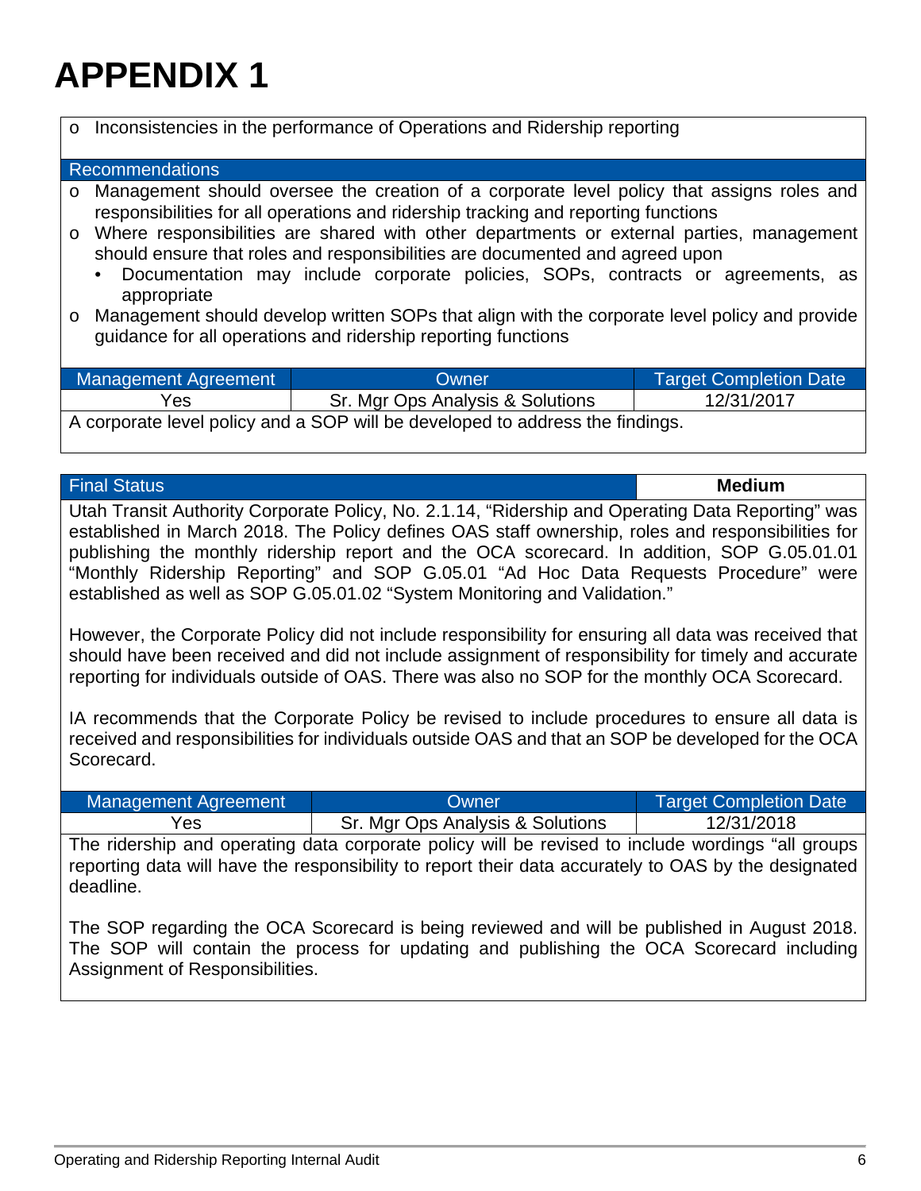# APPENDIX 1

- Inconsistencies in the performance of Operations and Ridership reporting

**Recommendations**

- Management should oversee the creation of a corporate level policy that assigns roles and responsibilities for all operations and ridership tracking and reporting functions
- Where responsibilities are shared with other departments or external parties, management should ensure that roles and responsibilities are documented and agreed upon
  - Documentation may include corporate policies, SOPs, contracts or agreements, as appropriate
- Management should develop written SOPs that align with the corporate level policy and provide guidance for all operations and ridership reporting functions

| Management Agreement | Owner | Target Completion Date |
|---|---|---|
| Yes | Sr. Mgr Ops Analysis & Solutions | 12/31/2017 |

A corporate level policy and a SOP will be developed to address the findings.

| Final Status | Medium |
|---|---|

Utah Transit Authority Corporate Policy, No. 2.1.14, "Ridership and Operating Data Reporting" was established in March 2018. The Policy defines OAS staff ownership, roles and responsibilities for publishing the monthly ridership report and the OCA scorecard. In addition, SOP G.05.01.01 "Monthly Ridership Reporting" and SOP G.05.01 "Ad Hoc Data Requests Procedure" were established as well as SOP G.05.01.02 "System Monitoring and Validation."

However, the Corporate Policy did not include responsibility for ensuring all data was received that should have been received and did not include assignment of responsibility for timely and accurate reporting for individuals outside of OAS. There was also no SOP for the monthly OCA Scorecard.

IA recommends that the Corporate Policy be revised to include procedures to ensure all data is received and responsibilities for individuals outside OAS and that an SOP be developed for the OCA Scorecard.

| Management Agreement | Owner | Target Completion Date |
|---|---|---|
| Yes | Sr. Mgr Ops Analysis & Solutions | 12/31/2018 |

The ridership and operating data corporate policy will be revised to include wordings "all groups reporting data will have the responsibility to report their data accurately to OAS by the designated deadline.

The SOP regarding the OCA Scorecard is being reviewed and will be published in August 2018. The SOP will contain the process for updating and publishing the OCA Scorecard including Assignment of Responsibilities.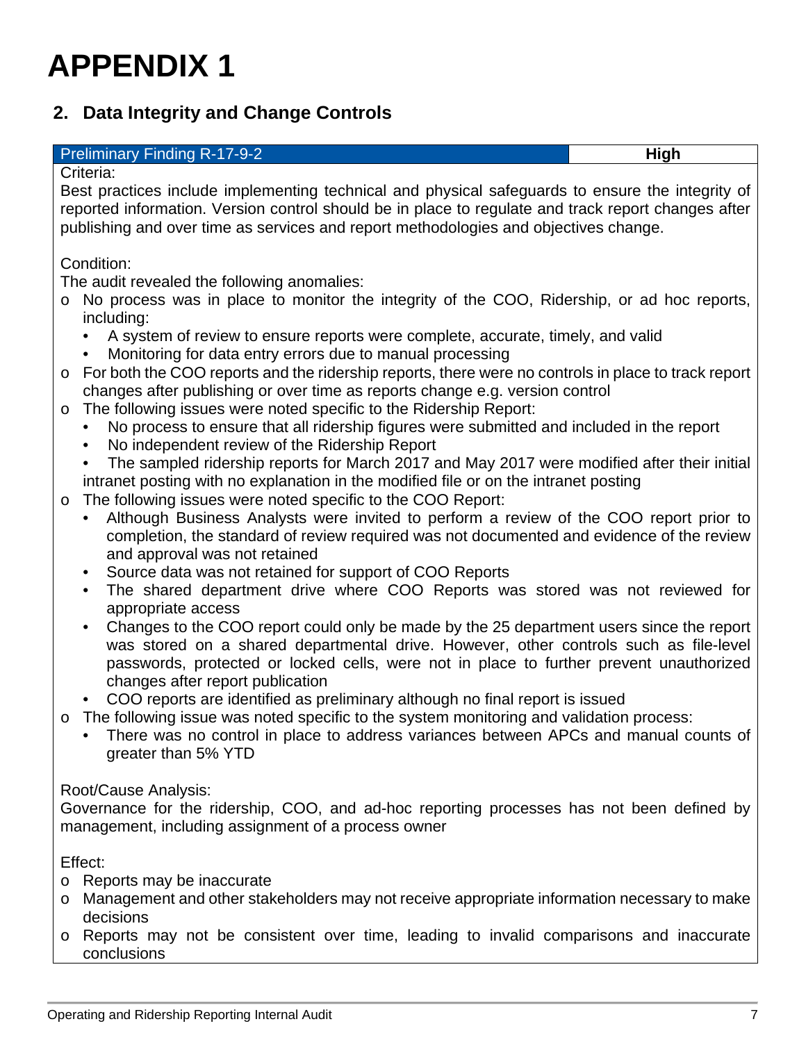# APPENDIX 1

## 2. Data Integrity and Change Controls

| Preliminary Finding R-17-9-2 | High |
|---|---|

Criteria:

Best practices include implementing technical and physical safeguards to ensure the integrity of reported information. Version control should be in place to regulate and track report changes after publishing and over time as services and report methodologies and objectives change.

Condition:

The audit revealed the following anomalies:

- No process was in place to monitor the integrity of the COO, Ridership, or ad hoc reports, including:
  - A system of review to ensure reports were complete, accurate, timely, and valid
  - Monitoring for data entry errors due to manual processing
- For both the COO reports and the ridership reports, there were no controls in place to track report changes after publishing or over time as reports change e.g. version control
- The following issues were noted specific to the Ridership Report:
  - No process to ensure that all ridership figures were submitted and included in the report
  - No independent review of the Ridership Report
  - The sampled ridership reports for March 2017 and May 2017 were modified after their initial intranet posting with no explanation in the modified file or on the intranet posting
- The following issues were noted specific to the COO Report:
  - Although Business Analysts were invited to perform a review of the COO report prior to completion, the standard of review required was not documented and evidence of the review and approval was not retained
  - Source data was not retained for support of COO Reports
  - The shared department drive where COO Reports was stored was not reviewed for appropriate access
  - Changes to the COO report could only be made by the 25 department users since the report was stored on a shared departmental drive. However, other controls such as file-level passwords, protected or locked cells, were not in place to further prevent unauthorized changes after report publication
  - COO reports are identified as preliminary although no final report is issued
- The following issue was noted specific to the system monitoring and validation process:
  - There was no control in place to address variances between APCs and manual counts of greater than 5% YTD

Root/Cause Analysis:

Governance for the ridership, COO, and ad-hoc reporting processes has not been defined by management, including assignment of a process owner

Effect:

- Reports may be inaccurate
- Management and other stakeholders may not receive appropriate information necessary to make decisions
- Reports may not be consistent over time, leading to invalid comparisons and inaccurate conclusions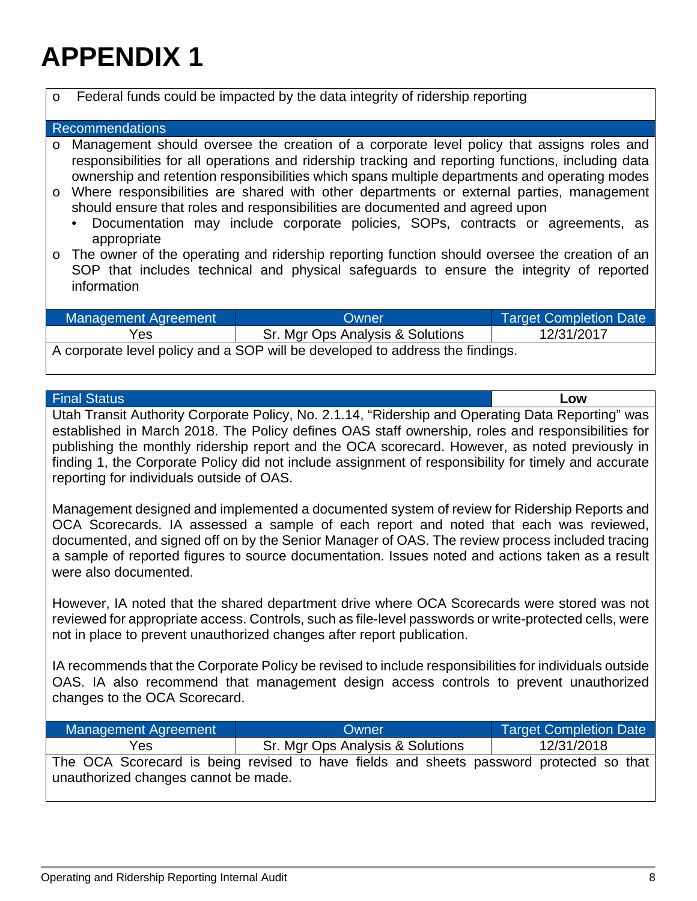# APPENDIX 1

- Federal funds could be impacted by the data integrity of ridership reporting

**Recommendations**

- Management should oversee the creation of a corporate level policy that assigns roles and responsibilities for all operations and ridership tracking and reporting functions, including data ownership and retention responsibilities which spans multiple departments and operating modes
- Where responsibilities are shared with other departments or external parties, management should ensure that roles and responsibilities are documented and agreed upon
  - Documentation may include corporate policies, SOPs, contracts or agreements, as appropriate
- The owner of the operating and ridership reporting function should oversee the creation of an SOP that includes technical and physical safeguards to ensure the integrity of reported information

| Management Agreement | Owner | Target Completion Date |
|---|---|---|
| Yes | Sr. Mgr Ops Analysis & Solutions | 12/31/2017 |

A corporate level policy and a SOP will be developed to address the findings.

| Final Status | Low |
|---|---|

Utah Transit Authority Corporate Policy, No. 2.1.14, “Ridership and Operating Data Reporting” was established in March 2018. The Policy defines OAS staff ownership, roles and responsibilities for publishing the monthly ridership report and the OCA scorecard. However, as noted previously in finding 1, the Corporate Policy did not include assignment of responsibility for timely and accurate reporting for individuals outside of OAS.

Management designed and implemented a documented system of review for Ridership Reports and OCA Scorecards. IA assessed a sample of each report and noted that each was reviewed, documented, and signed off on by the Senior Manager of OAS. The review process included tracing a sample of reported figures to source documentation. Issues noted and actions taken as a result were also documented.

However, IA noted that the shared department drive where OCA Scorecards were stored was not reviewed for appropriate access. Controls, such as file-level passwords or write-protected cells, were not in place to prevent unauthorized changes after report publication.

IA recommends that the Corporate Policy be revised to include responsibilities for individuals outside OAS. IA also recommend that management design access controls to prevent unauthorized changes to the OCA Scorecard.

| Management Agreement | Owner | Target Completion Date |
|---|---|---|
| Yes | Sr. Mgr Ops Analysis & Solutions | 12/31/2018 |

The OCA Scorecard is being revised to have fields and sheets password protected so that unauthorized changes cannot be made.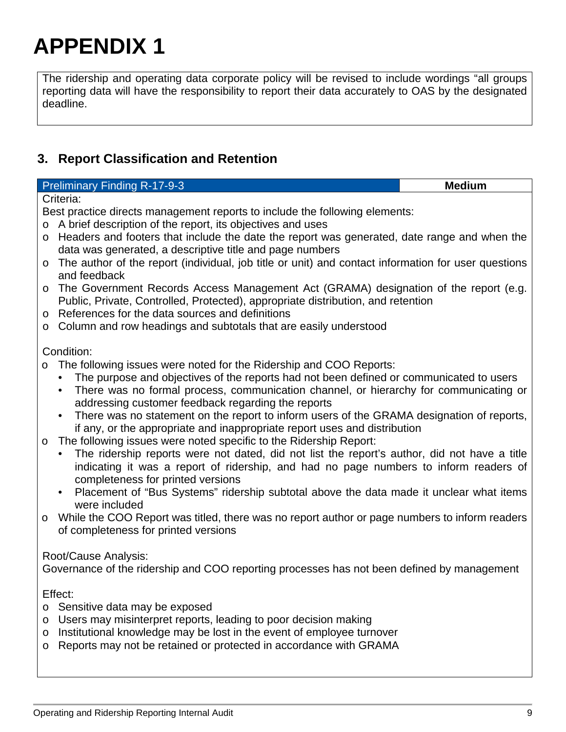# APPENDIX 1

The ridership and operating data corporate policy will be revised to include wordings "all groups reporting data will have the responsibility to report their data accurately to OAS by the designated deadline.

## 3. Report Classification and Retention

| Preliminary Finding R-17-9-3 | Medium |
|---|---|

Criteria:

Best practice directs management reports to include the following elements:

- A brief description of the report, its objectives and uses
- Headers and footers that include the date the report was generated, date range and when the data was generated, a descriptive title and page numbers
- The author of the report (individual, job title or unit) and contact information for user questions and feedback
- The Government Records Access Management Act (GRAMA) designation of the report (e.g. Public, Private, Controlled, Protected), appropriate distribution, and retention
- References for the data sources and definitions
- Column and row headings and subtotals that are easily understood

Condition:

- The following issues were noted for the Ridership and COO Reports:
  - The purpose and objectives of the reports had not been defined or communicated to users
  - There was no formal process, communication channel, or hierarchy for communicating or addressing customer feedback regarding the reports
  - There was no statement on the report to inform users of the GRAMA designation of reports, if any, or the appropriate and inappropriate report uses and distribution
- The following issues were noted specific to the Ridership Report:
  - The ridership reports were not dated, did not list the report's author, did not have a title indicating it was a report of ridership, and had no page numbers to inform readers of completeness for printed versions
  - Placement of "Bus Systems" ridership subtotal above the data made it unclear what items were included
- While the COO Report was titled, there was no report author or page numbers to inform readers of completeness for printed versions

Root/Cause Analysis:

Governance of the ridership and COO reporting processes has not been defined by management

Effect:

- Sensitive data may be exposed
- Users may misinterpret reports, leading to poor decision making
- Institutional knowledge may be lost in the event of employee turnover
- Reports may not be retained or protected in accordance with GRAMA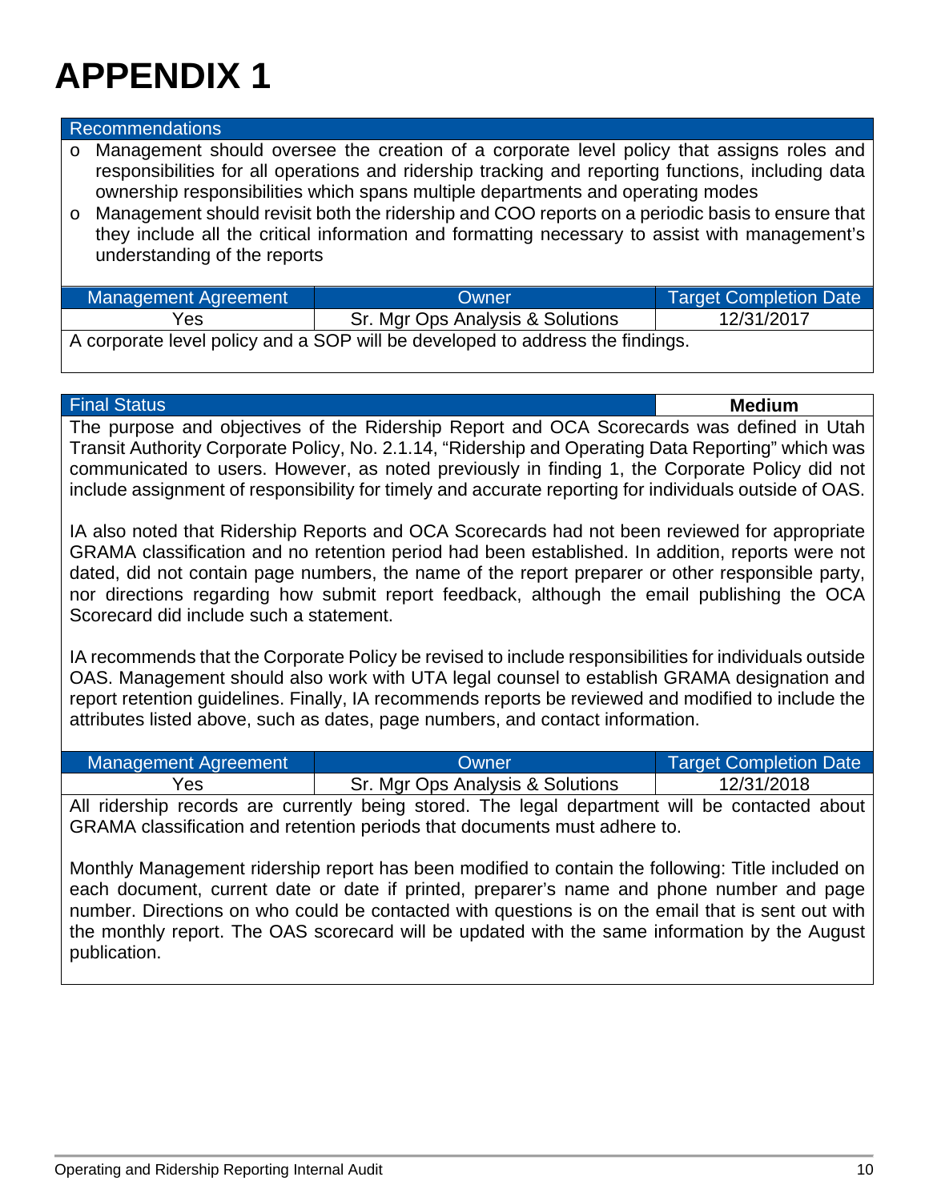# APPENDIX 1

**Recommendations**

- Management should oversee the creation of a corporate level policy that assigns roles and responsibilities for all operations and ridership tracking and reporting functions, including data ownership responsibilities which spans multiple departments and operating modes
- Management should revisit both the ridership and COO reports on a periodic basis to ensure that they include all the critical information and formatting necessary to assist with management's understanding of the reports

| Management Agreement | Owner | Target Completion Date |
|---|---|---|
| Yes | Sr. Mgr Ops Analysis & Solutions | 12/31/2017 |

A corporate level policy and a SOP will be developed to address the findings.

| Final Status | Medium |
|---|---|

The purpose and objectives of the Ridership Report and OCA Scorecards was defined in Utah Transit Authority Corporate Policy, No. 2.1.14, "Ridership and Operating Data Reporting" which was communicated to users. However, as noted previously in finding 1, the Corporate Policy did not include assignment of responsibility for timely and accurate reporting for individuals outside of OAS.

IA also noted that Ridership Reports and OCA Scorecards had not been reviewed for appropriate GRAMA classification and no retention period had been established. In addition, reports were not dated, did not contain page numbers, the name of the report preparer or other responsible party, nor directions regarding how submit report feedback, although the email publishing the OCA Scorecard did include such a statement.

IA recommends that the Corporate Policy be revised to include responsibilities for individuals outside OAS. Management should also work with UTA legal counsel to establish GRAMA designation and report retention guidelines. Finally, IA recommends reports be reviewed and modified to include the attributes listed above, such as dates, page numbers, and contact information.

| Management Agreement | Owner | Target Completion Date |
|---|---|---|
| Yes | Sr. Mgr Ops Analysis & Solutions | 12/31/2018 |

All ridership records are currently being stored. The legal department will be contacted about GRAMA classification and retention periods that documents must adhere to.

Monthly Management ridership report has been modified to contain the following: Title included on each document, current date or date if printed, preparer's name and phone number and page number. Directions on who could be contacted with questions is on the email that is sent out with the monthly report. The OAS scorecard will be updated with the same information by the August publication.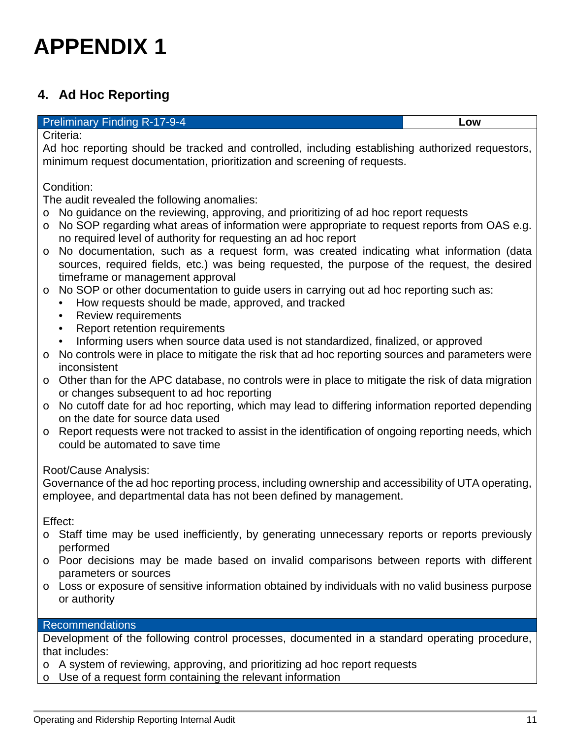# APPENDIX 1

## 4. Ad Hoc Reporting

| Preliminary Finding R-17-9-4 | **Low** |
|---|---|

Criteria:

Ad hoc reporting should be tracked and controlled, including establishing authorized requestors, minimum request documentation, prioritization and screening of requests.

Condition:

The audit revealed the following anomalies:

- No guidance on the reviewing, approving, and prioritizing of ad hoc report requests
- No SOP regarding what areas of information were appropriate to request reports from OAS e.g. no required level of authority for requesting an ad hoc report
- No documentation, such as a request form, was created indicating what information (data sources, required fields, etc.) was being requested, the purpose of the request, the desired timeframe or management approval
- No SOP or other documentation to guide users in carrying out ad hoc reporting such as:
  - How requests should be made, approved, and tracked
  - Review requirements
  - Report retention requirements
  - Informing users when source data used is not standardized, finalized, or approved
- No controls were in place to mitigate the risk that ad hoc reporting sources and parameters were inconsistent
- Other than for the APC database, no controls were in place to mitigate the risk of data migration or changes subsequent to ad hoc reporting
- No cutoff date for ad hoc reporting, which may lead to differing information reported depending on the date for source data used
- Report requests were not tracked to assist in the identification of ongoing reporting needs, which could be automated to save time

Root/Cause Analysis:

Governance of the ad hoc reporting process, including ownership and accessibility of UTA operating, employee, and departmental data has not been defined by management.

Effect:

- Staff time may be used inefficiently, by generating unnecessary reports or reports previously performed
- Poor decisions may be made based on invalid comparisons between reports with different parameters or sources
- Loss or exposure of sensitive information obtained by individuals with no valid business purpose or authority

**Recommendations**

Development of the following control processes, documented in a standard operating procedure, that includes:

- A system of reviewing, approving, and prioritizing ad hoc report requests
- Use of a request form containing the relevant information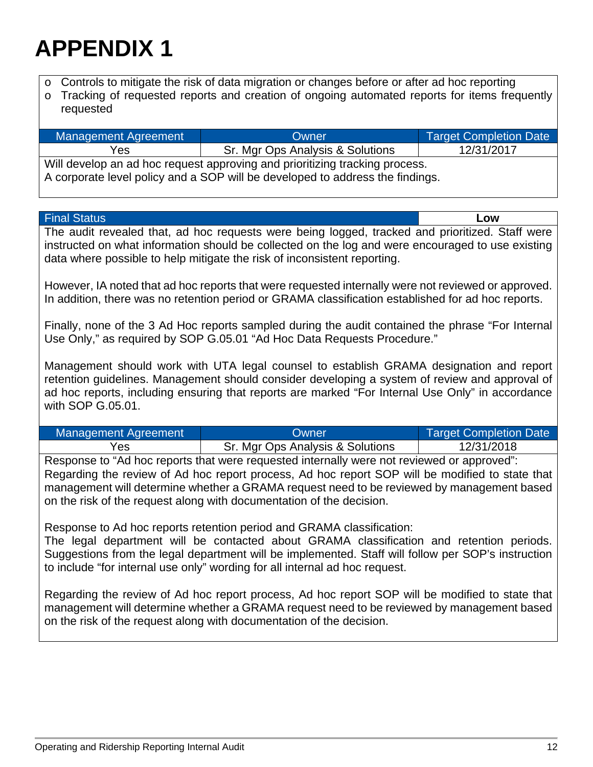# APPENDIX 1

- Controls to mitigate the risk of data migration or changes before or after ad hoc reporting
- Tracking of requested reports and creation of ongoing automated reports for items frequently requested

| Management Agreement | Owner | Target Completion Date |
|---|---|---|
| Yes | Sr. Mgr Ops Analysis & Solutions | 12/31/2017 |

Will develop an ad hoc request approving and prioritizing tracking process.
A corporate level policy and a SOP will be developed to address the findings.

| Final Status | Low |
|---|---|

The audit revealed that, ad hoc requests were being logged, tracked and prioritized. Staff were instructed on what information should be collected on the log and were encouraged to use existing data where possible to help mitigate the risk of inconsistent reporting.

However, IA noted that ad hoc reports that were requested internally were not reviewed or approved. In addition, there was no retention period or GRAMA classification established for ad hoc reports.

Finally, none of the 3 Ad Hoc reports sampled during the audit contained the phrase "For Internal Use Only," as required by SOP G.05.01 "Ad Hoc Data Requests Procedure."

Management should work with UTA legal counsel to establish GRAMA designation and report retention guidelines. Management should consider developing a system of review and approval of ad hoc reports, including ensuring that reports are marked "For Internal Use Only" in accordance with SOP G.05.01.

| Management Agreement | Owner | Target Completion Date |
|---|---|---|
| Yes | Sr. Mgr Ops Analysis & Solutions | 12/31/2018 |

Response to "Ad hoc reports that were requested internally were not reviewed or approved":
Regarding the review of Ad hoc report process, Ad hoc report SOP will be modified to state that management will determine whether a GRAMA request need to be reviewed by management based on the risk of the request along with documentation of the decision.

Response to Ad hoc reports retention period and GRAMA classification:
The legal department will be contacted about GRAMA classification and retention periods. Suggestions from the legal department will be implemented. Staff will follow per SOP's instruction to include "for internal use only" wording for all internal ad hoc request.

Regarding the review of Ad hoc report process, Ad hoc report SOP will be modified to state that management will determine whether a GRAMA request need to be reviewed by management based on the risk of the request along with documentation of the decision.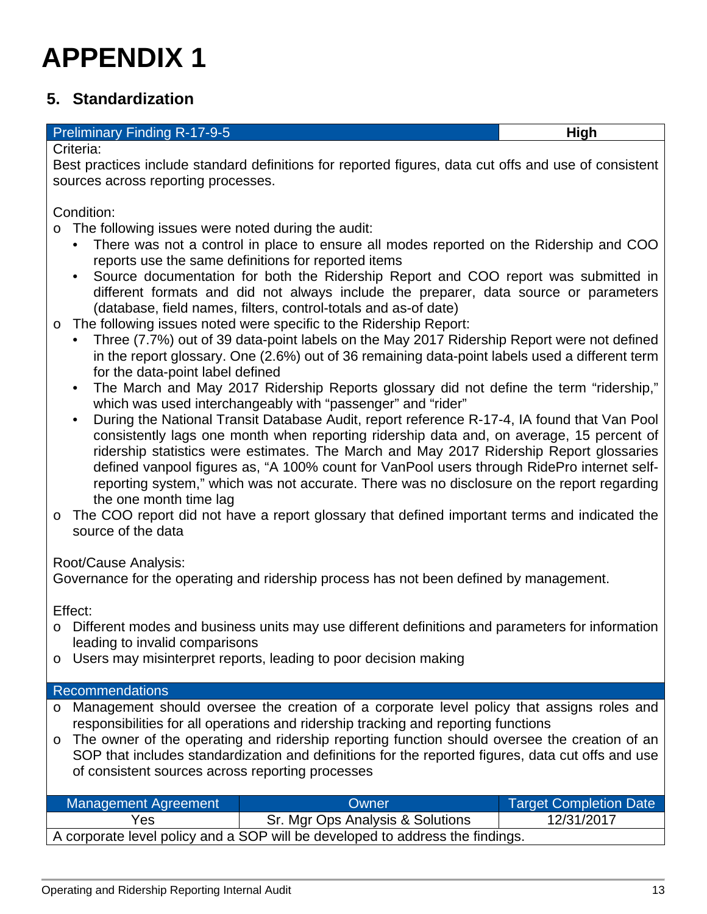# APPENDIX 1

## 5. Standardization

| Preliminary Finding R-17-9-5 | High |
|---|---|

Criteria:

Best practices include standard definitions for reported figures, data cut offs and use of consistent sources across reporting processes.

Condition:

- The following issues were noted during the audit:
  - There was not a control in place to ensure all modes reported on the Ridership and COO reports use the same definitions for reported items
  - Source documentation for both the Ridership Report and COO report was submitted in different formats and did not always include the preparer, data source or parameters (database, field names, filters, control-totals and as-of date)
- The following issues noted were specific to the Ridership Report:
  - Three (7.7%) out of 39 data-point labels on the May 2017 Ridership Report were not defined in the report glossary. One (2.6%) out of 36 remaining data-point labels used a different term for the data-point label defined
  - The March and May 2017 Ridership Reports glossary did not define the term "ridership," which was used interchangeably with "passenger" and "rider"
  - During the National Transit Database Audit, report reference R-17-4, IA found that Van Pool consistently lags one month when reporting ridership data and, on average, 15 percent of ridership statistics were estimates. The March and May 2017 Ridership Report glossaries defined vanpool figures as, "A 100% count for VanPool users through RidePro internet self-reporting system," which was not accurate. There was no disclosure on the report regarding the one month time lag
- The COO report did not have a report glossary that defined important terms and indicated the source of the data

Root/Cause Analysis:

Governance for the operating and ridership process has not been defined by management.

Effect:

- Different modes and business units may use different definitions and parameters for information leading to invalid comparisons
- Users may misinterpret reports, leading to poor decision making

**Recommendations**

- Management should oversee the creation of a corporate level policy that assigns roles and responsibilities for all operations and ridership tracking and reporting functions
- The owner of the operating and ridership reporting function should oversee the creation of an SOP that includes standardization and definitions for the reported figures, data cut offs and use of consistent sources across reporting processes

| Management Agreement | Owner | Target Completion Date |
|---|---|---|
| Yes | Sr. Mgr Ops Analysis & Solutions | 12/31/2017 |
| A corporate level policy and a SOP will be developed to address the findings. | | |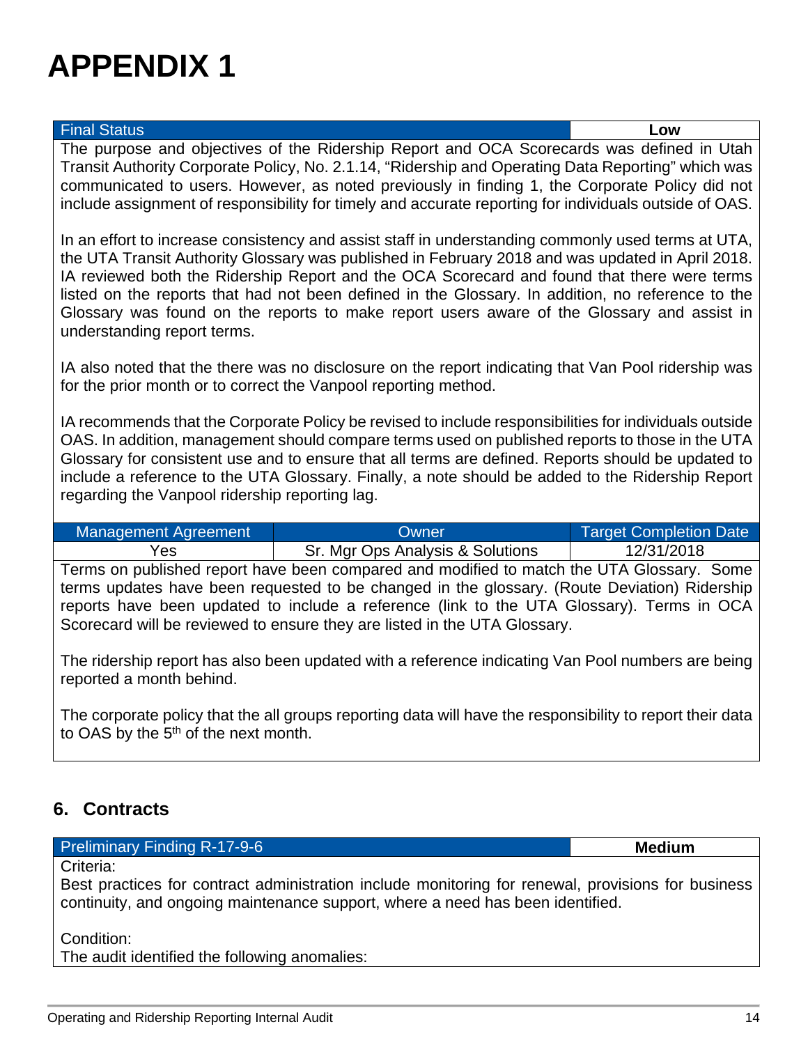# APPENDIX 1

| Final Status | Low |
|---|---|

The purpose and objectives of the Ridership Report and OCA Scorecards was defined in Utah Transit Authority Corporate Policy, No. 2.1.14, "Ridership and Operating Data Reporting" which was communicated to users. However, as noted previously in finding 1, the Corporate Policy did not include assignment of responsibility for timely and accurate reporting for individuals outside of OAS.

In an effort to increase consistency and assist staff in understanding commonly used terms at UTA, the UTA Transit Authority Glossary was published in February 2018 and was updated in April 2018. IA reviewed both the Ridership Report and the OCA Scorecard and found that there were terms listed on the reports that had not been defined in the Glossary. In addition, no reference to the Glossary was found on the reports to make report users aware of the Glossary and assist in understanding report terms.

IA also noted that the there was no disclosure on the report indicating that Van Pool ridership was for the prior month or to correct the Vanpool reporting method.

IA recommends that the Corporate Policy be revised to include responsibilities for individuals outside OAS. In addition, management should compare terms used on published reports to those in the UTA Glossary for consistent use and to ensure that all terms are defined. Reports should be updated to include a reference to the UTA Glossary. Finally, a note should be added to the Ridership Report regarding the Vanpool ridership reporting lag.

| Management Agreement | Owner | Target Completion Date |
|---|---|---|
| Yes | Sr. Mgr Ops Analysis & Solutions | 12/31/2018 |

Terms on published report have been compared and modified to match the UTA Glossary. Some terms updates have been requested to be changed in the glossary. (Route Deviation) Ridership reports have been updated to include a reference (link to the UTA Glossary). Terms in OCA Scorecard will be reviewed to ensure they are listed in the UTA Glossary.

The ridership report has also been updated with a reference indicating Van Pool numbers are being reported a month behind.

The corporate policy that the all groups reporting data will have the responsibility to report their data to OAS by the 5th of the next month.

## 6. Contracts

| Preliminary Finding R-17-9-6 | Medium |
|---|---|

Criteria:

Best practices for contract administration include monitoring for renewal, provisions for business continuity, and ongoing maintenance support, where a need has been identified.

Condition:

The audit identified the following anomalies: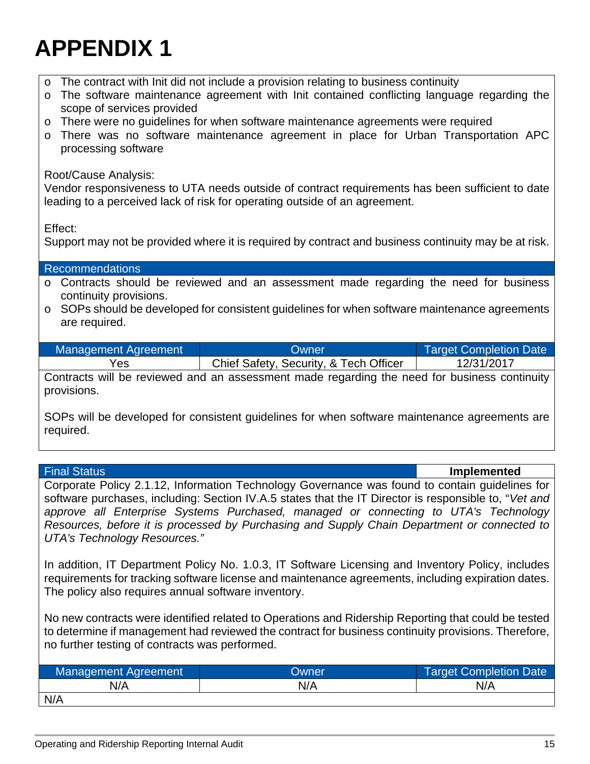# APPENDIX 1

- The contract with Init did not include a provision relating to business continuity
- The software maintenance agreement with Init contained conflicting language regarding the scope of services provided
- There were no guidelines for when software maintenance agreements were required
- There was no software maintenance agreement in place for Urban Transportation APC processing software

Root/Cause Analysis:
Vendor responsiveness to UTA needs outside of contract requirements has been sufficient to date leading to a perceived lack of risk for operating outside of an agreement.

Effect:
Support may not be provided where it is required by contract and business continuity may be at risk.

**Recommendations**

- Contracts should be reviewed and an assessment made regarding the need for business continuity provisions.
- SOPs should be developed for consistent guidelines for when software maintenance agreements are required.

| Management Agreement | Owner | Target Completion Date |
|---|---|---|
| Yes | Chief Safety, Security, & Tech Officer | 12/31/2017 |

Contracts will be reviewed and an assessment made regarding the need for business continuity provisions.

SOPs will be developed for consistent guidelines for when software maintenance agreements are required.

**Final Status** — **Implemented**

Corporate Policy 2.1.12, Information Technology Governance was found to contain guidelines for software purchases, including: Section IV.A.5 states that the IT Director is responsible to, "*Vet and approve all Enterprise Systems Purchased, managed or connecting to UTA's Technology Resources, before it is processed by Purchasing and Supply Chain Department or connected to UTA's Technology Resources.*"

In addition, IT Department Policy No. 1.0.3, IT Software Licensing and Inventory Policy, includes requirements for tracking software license and maintenance agreements, including expiration dates. The policy also requires annual software inventory.

No new contracts were identified related to Operations and Ridership Reporting that could be tested to determine if management had reviewed the contract for business continuity provisions. Therefore, no further testing of contracts was performed.

| Management Agreement | Owner | Target Completion Date |
|---|---|---|
| N/A | N/A | N/A |

N/A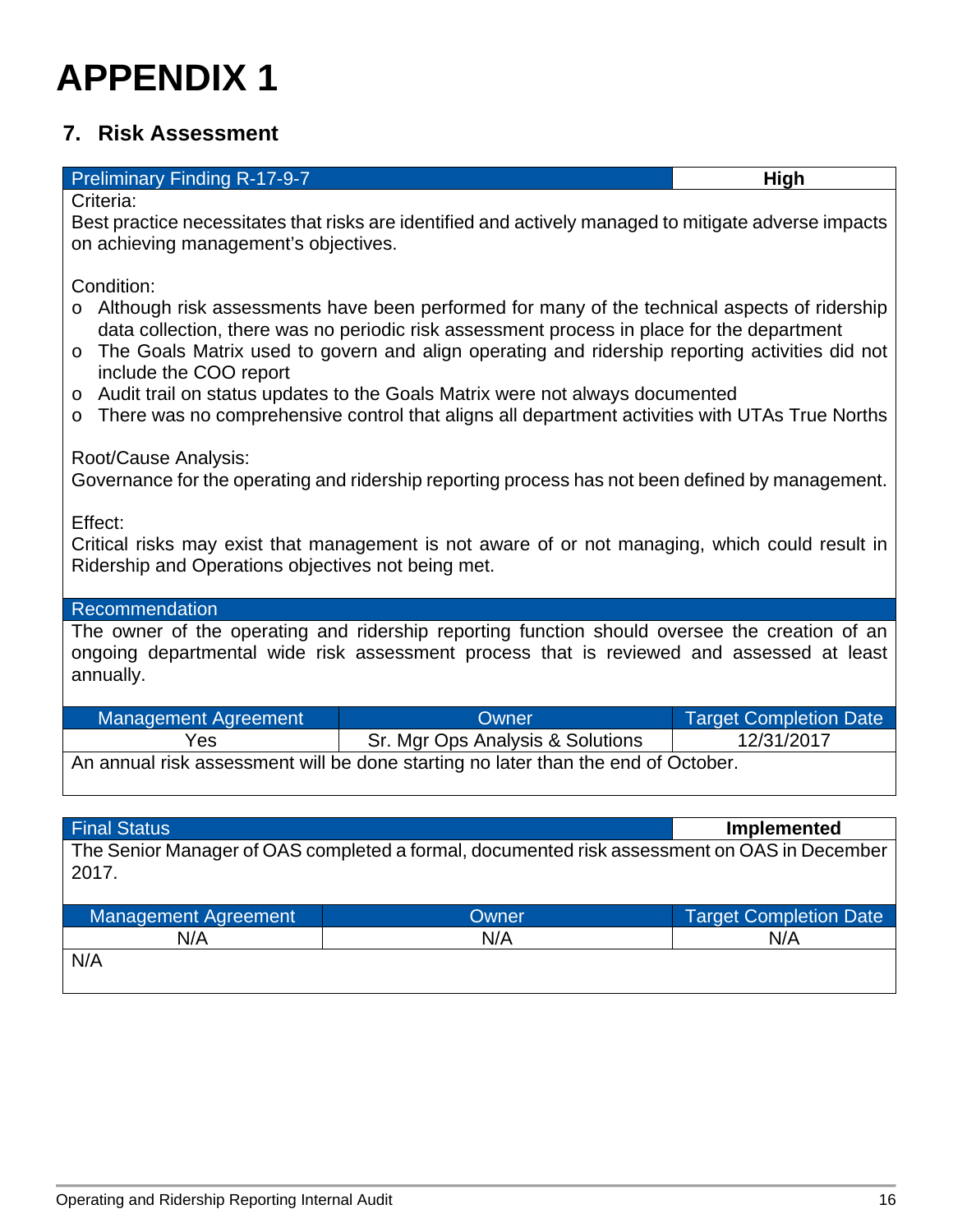# APPENDIX 1

## 7. Risk Assessment

| Preliminary Finding R-17-9-7 | High |
|---|---|

Criteria:

Best practice necessitates that risks are identified and actively managed to mitigate adverse impacts on achieving management's objectives.

Condition:

- Although risk assessments have been performed for many of the technical aspects of ridership data collection, there was no periodic risk assessment process in place for the department
- The Goals Matrix used to govern and align operating and ridership reporting activities did not include the COO report
- Audit trail on status updates to the Goals Matrix were not always documented
- There was no comprehensive control that aligns all department activities with UTAs True Norths

Root/Cause Analysis:

Governance for the operating and ridership reporting process has not been defined by management.

Effect:

Critical risks may exist that management is not aware of or not managing, which could result in Ridership and Operations objectives not being met.

**Recommendation**

The owner of the operating and ridership reporting function should oversee the creation of an ongoing departmental wide risk assessment process that is reviewed and assessed at least annually.

| Management Agreement | Owner | Target Completion Date |
|---|---|---|
| Yes | Sr. Mgr Ops Analysis & Solutions | 12/31/2017 |

An annual risk assessment will be done starting no later than the end of October.

| Final Status | Implemented |
|---|---|

The Senior Manager of OAS completed a formal, documented risk assessment on OAS in December 2017.

| Management Agreement | Owner | Target Completion Date |
|---|---|---|
| N/A | N/A | N/A |

N/A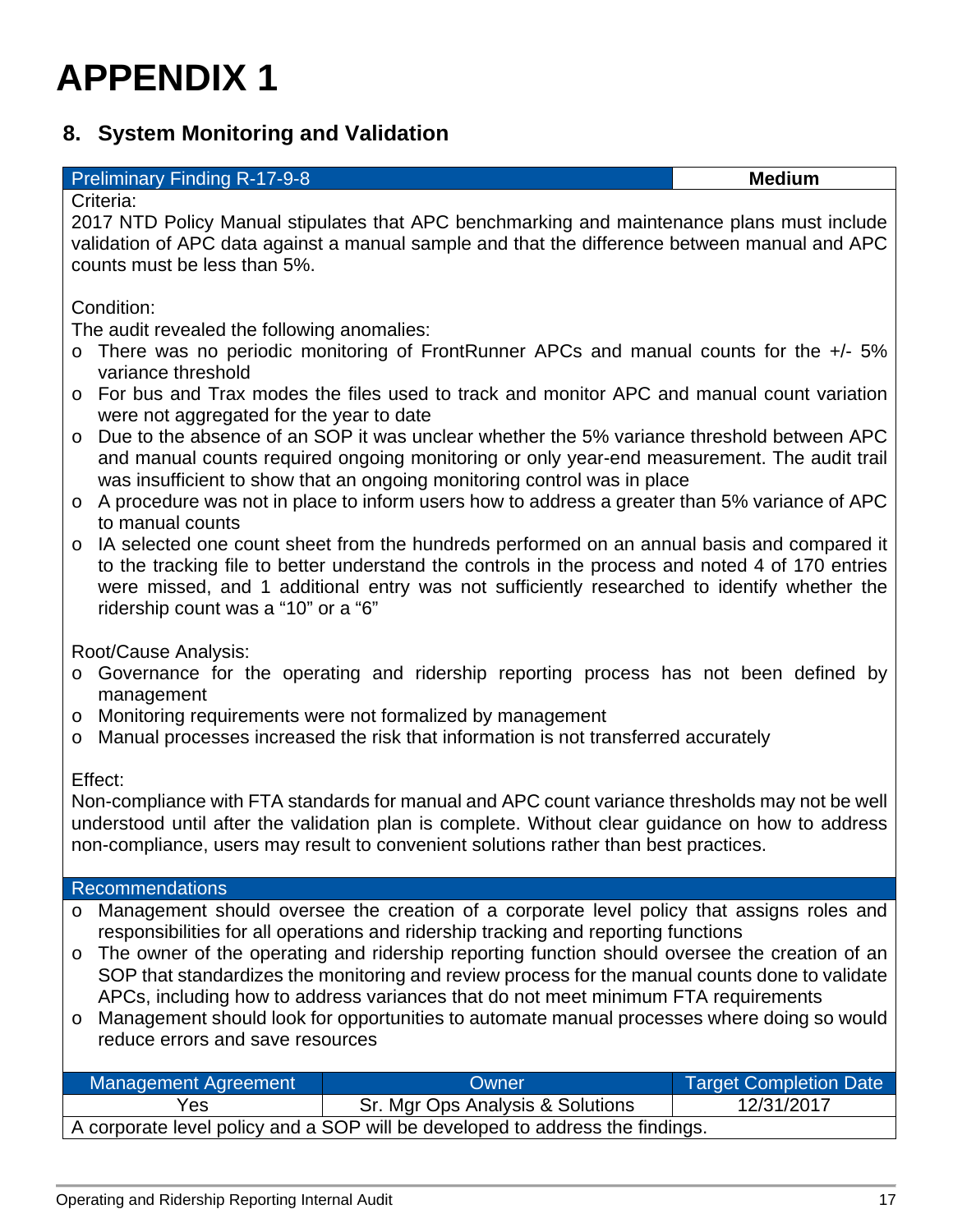# APPENDIX 1

## 8. System Monitoring and Validation

| Preliminary Finding R-17-9-8 | **Medium** |
|---|---|

Criteria:

2017 NTD Policy Manual stipulates that APC benchmarking and maintenance plans must include validation of APC data against a manual sample and that the difference between manual and APC counts must be less than 5%.

Condition:

The audit revealed the following anomalies:

- There was no periodic monitoring of FrontRunner APCs and manual counts for the +/- 5% variance threshold
- For bus and Trax modes the files used to track and monitor APC and manual count variation were not aggregated for the year to date
- Due to the absence of an SOP it was unclear whether the 5% variance threshold between APC and manual counts required ongoing monitoring or only year-end measurement. The audit trail was insufficient to show that an ongoing monitoring control was in place
- A procedure was not in place to inform users how to address a greater than 5% variance of APC to manual counts
- IA selected one count sheet from the hundreds performed on an annual basis and compared it to the tracking file to better understand the controls in the process and noted 4 of 170 entries were missed, and 1 additional entry was not sufficiently researched to identify whether the ridership count was a "10" or a "6"

Root/Cause Analysis:

- Governance for the operating and ridership reporting process has not been defined by management
- Monitoring requirements were not formalized by management
- Manual processes increased the risk that information is not transferred accurately

Effect:

Non-compliance with FTA standards for manual and APC count variance thresholds may not be well understood until after the validation plan is complete. Without clear guidance on how to address non-compliance, users may result to convenient solutions rather than best practices.

**Recommendations**

- Management should oversee the creation of a corporate level policy that assigns roles and responsibilities for all operations and ridership tracking and reporting functions
- The owner of the operating and ridership reporting function should oversee the creation of an SOP that standardizes the monitoring and review process for the manual counts done to validate APCs, including how to address variances that do not meet minimum FTA requirements
- Management should look for opportunities to automate manual processes where doing so would reduce errors and save resources

| Management Agreement | Owner | Target Completion Date |
|---|---|---|
| Yes | Sr. Mgr Ops Analysis & Solutions | 12/31/2017 |
| A corporate level policy and a SOP will be developed to address the findings. | | |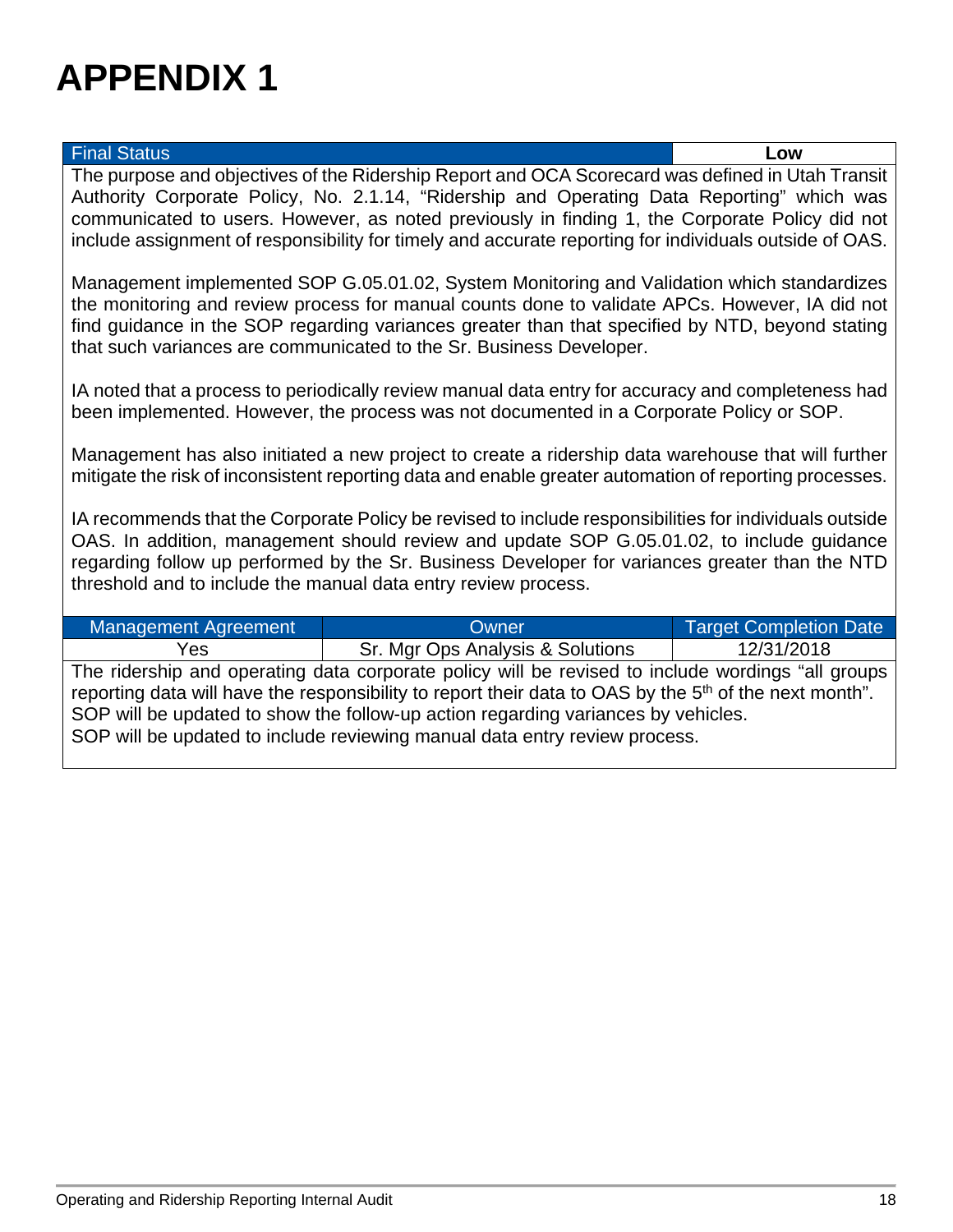# APPENDIX 1

| Final Status | Low |
|---|---|

The purpose and objectives of the Ridership Report and OCA Scorecard was defined in Utah Transit Authority Corporate Policy, No. 2.1.14, "Ridership and Operating Data Reporting" which was communicated to users. However, as noted previously in finding 1, the Corporate Policy did not include assignment of responsibility for timely and accurate reporting for individuals outside of OAS.

Management implemented SOP G.05.01.02, System Monitoring and Validation which standardizes the monitoring and review process for manual counts done to validate APCs. However, IA did not find guidance in the SOP regarding variances greater than that specified by NTD, beyond stating that such variances are communicated to the Sr. Business Developer.

IA noted that a process to periodically review manual data entry for accuracy and completeness had been implemented. However, the process was not documented in a Corporate Policy or SOP.

Management has also initiated a new project to create a ridership data warehouse that will further mitigate the risk of inconsistent reporting data and enable greater automation of reporting processes.

IA recommends that the Corporate Policy be revised to include responsibilities for individuals outside OAS. In addition, management should review and update SOP G.05.01.02, to include guidance regarding follow up performed by the Sr. Business Developer for variances greater than the NTD threshold and to include the manual data entry review process.

| Management Agreement | Owner | Target Completion Date |
|---|---|---|
| Yes | Sr. Mgr Ops Analysis & Solutions | 12/31/2018 |

The ridership and operating data corporate policy will be revised to include wordings "all groups reporting data will have the responsibility to report their data to OAS by the 5th of the next month".
SOP will be updated to show the follow-up action regarding variances by vehicles.
SOP will be updated to include reviewing manual data entry review process.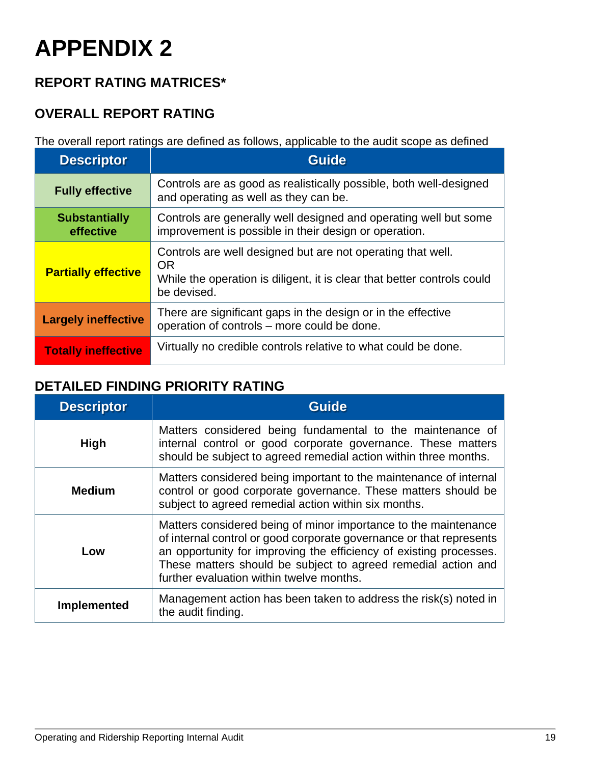# APPENDIX 2

### REPORT RATING MATRICES*

### OVERALL REPORT RATING

The overall report ratings are defined as follows, applicable to the audit scope as defined

| Descriptor | Guide |
|---|---|
| **Fully effective** | Controls are as good as realistically possible, both well-designed and operating as well as they can be. |
| **Substantially effective** | Controls are generally well designed and operating well but some improvement is possible in their design or operation. |
| **Partially effective** | Controls are well designed but are not operating that well.<br>OR<br>While the operation is diligent, it is clear that better controls could be devised. |
| **Largely ineffective** | There are significant gaps in the design or in the effective operation of controls – more could be done. |
| **Totally ineffective** | Virtually no credible controls relative to what could be done. |

### DETAILED FINDING PRIORITY RATING

| Descriptor | Guide |
|---|---|
| **High** | Matters considered being fundamental to the maintenance of internal control or good corporate governance. These matters should be subject to agreed remedial action within three months. |
| **Medium** | Matters considered being important to the maintenance of internal control or good corporate governance. These matters should be subject to agreed remedial action within six months. |
| **Low** | Matters considered being of minor importance to the maintenance of internal control or good corporate governance or that represents an opportunity for improving the efficiency of existing processes. These matters should be subject to agreed remedial action and further evaluation within twelve months. |
| **Implemented** | Management action has been taken to address the risk(s) noted in the audit finding. |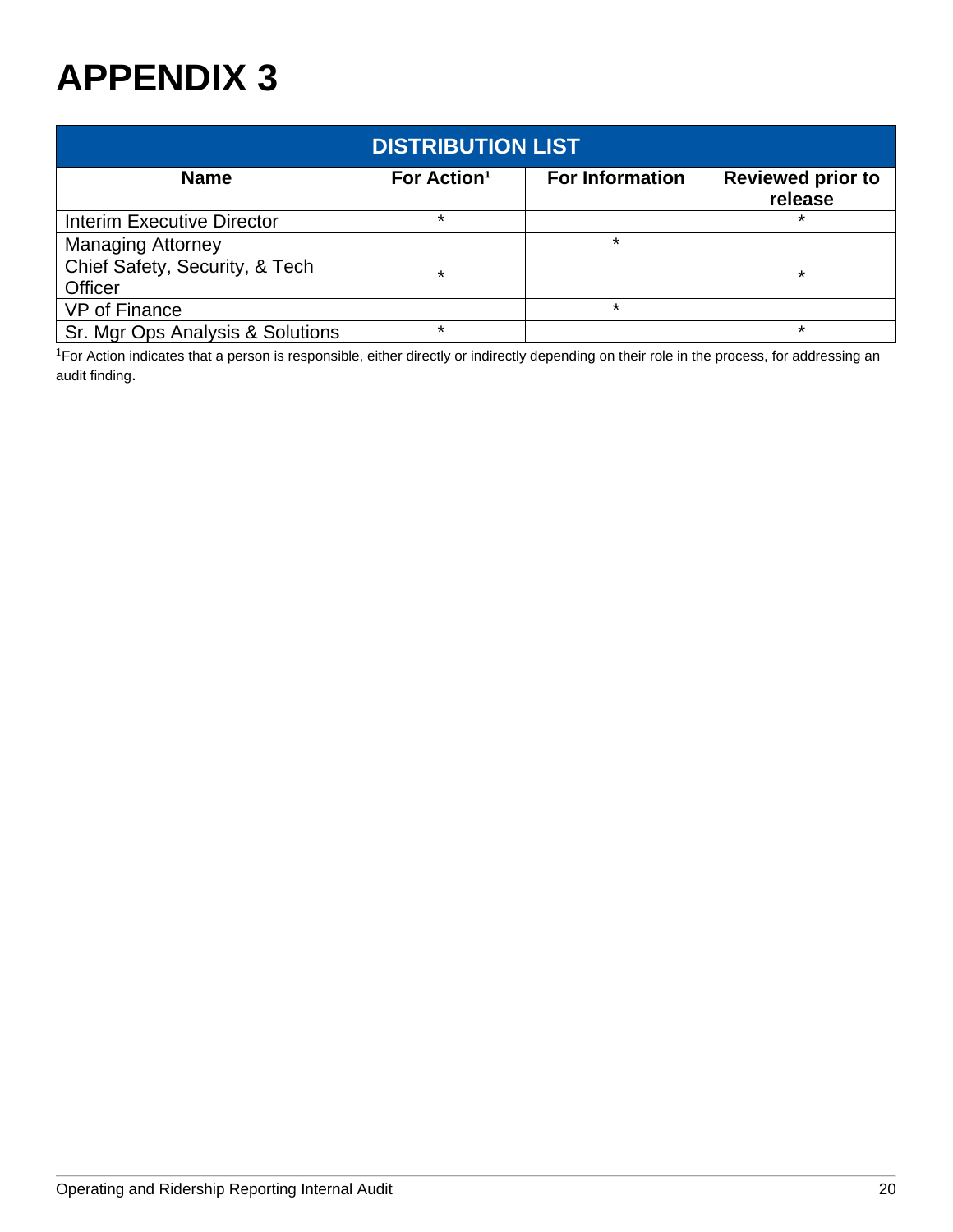# APPENDIX 3

| DISTRIBUTION LIST | | | |
|---|---|---|---|
| **Name** | **For Action[1]** | **For Information** | **Reviewed prior to release** |
| Interim Executive Director | * | | * |
| Managing Attorney | | * | |
| Chief Safety, Security, & Tech Officer | * | | * |
| VP of Finance | | * | |
| Sr. Mgr Ops Analysis & Solutions | * | | * |

[1]For Action indicates that a person is responsible, either directly or indirectly depending on their role in the process, for addressing an audit finding.